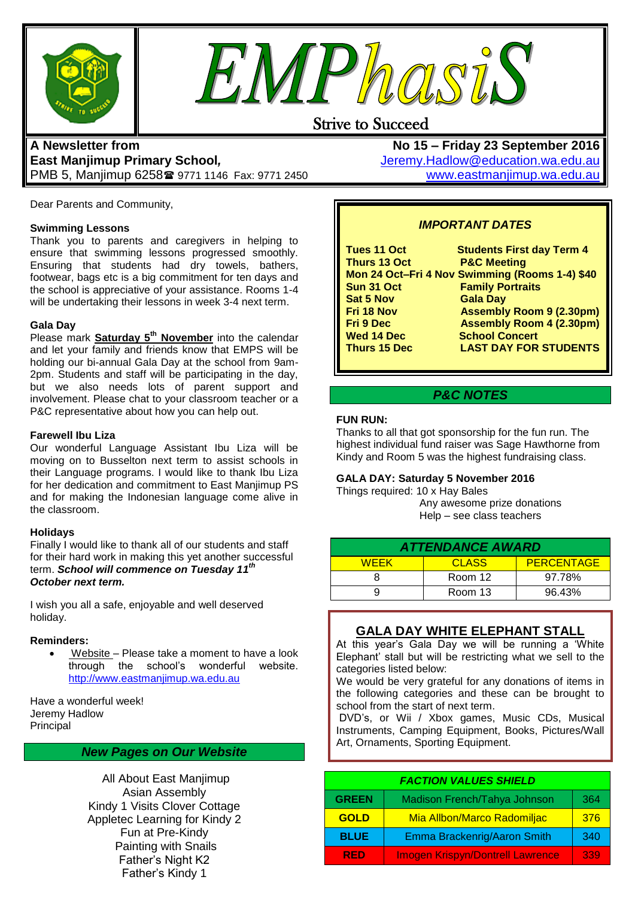# EMPhasiS

Strive to Succeed

**A Newsletter from**
**East Manjimup Primary School,**
PMB 5, Manjimup 6258 ☎ 9771 1146 Fax: 9771 2450

**No 15 – Friday 23 September 2016**
Jeremy.Hadlow@education.wa.edu.au
www.eastmanjimup.wa.edu.au

Dear Parents and Community,

### Swimming Lessons

Thank you to parents and caregivers in helping to ensure that swimming lessons progressed smoothly. Ensuring that students had dry towels, bathers, footwear, bags etc is a big commitment for ten days and the school is appreciative of your assistance. Rooms 1-4 will be undertaking their lessons in week 3-4 next term.

### Gala Day

Please mark **Saturday 5th November** into the calendar and let your family and friends know that EMPS will be holding our bi-annual Gala Day at the school from 9am-2pm. Students and staff will be participating in the day, but we also needs lots of parent support and involvement. Please chat to your classroom teacher or a P&C representative about how you can help out.

### Farewell Ibu Liza

Our wonderful Language Assistant Ibu Liza will be moving on to Busselton next term to assist schools in their Language programs. I would like to thank Ibu Liza for her dedication and commitment to East Manjimup PS and for making the Indonesian language come alive in the classroom.

### Holidays

Finally I would like to thank all of our students and staff for their hard work in making this yet another successful term. ***School will commence on Tuesday 11th October next term.***

I wish you all a safe, enjoyable and well deserved holiday.

### Reminders:

- Website – Please take a moment to have a look through the school's wonderful website. http://www.eastmanjimup.wa.edu.au

Have a wonderful week!
Jeremy Hadlow
Principal

## New Pages on Our Website

All About East Manjimup
Asian Assembly
Kindy 1 Visits Clover Cottage
Appletec Learning for Kindy 2
Fun at Pre-Kindy
Painting with Snails
Father's Night K2
Father's Kindy 1

## IMPORTANT DATES

| | |
|---|---|
| **Tues 11 Oct** | **Students First day Term 4** |
| **Thurs 13 Oct** | **P&C Meeting** |
| **Mon 24 Oct–Fri 4 Nov** | **Swimming (Rooms 1-4) $40** |
| **Sun 31 Oct** | **Family Portraits** |
| **Sat 5 Nov** | **Gala Day** |
| **Fri 18 Nov** | **Assembly Room 9 (2.30pm)** |
| **Fri 9 Dec** | **Assembly Room 4 (2.30pm)** |
| **Wed 14 Dec** | **School Concert** |
| **Thurs 15 Dec** | **LAST DAY FOR STUDENTS** |

## P&C NOTES

**FUN RUN:**

Thanks to all that got sponsorship for the fun run. The highest individual fund raiser was Sage Hawthorne from Kindy and Room 5 was the highest fundraising class.

**GALA DAY: Saturday 5 November 2016**

Things required: 10 x Hay Bales
Any awesome prize donations
Help – see class teachers

## ATTENDANCE AWARD

| WEEK | CLASS | PERCENTAGE |
|---|---|---|
| 8 | Room 12 | 97.78% |
| 9 | Room 13 | 96.43% |

## GALA DAY WHITE ELEPHANT STALL

At this year's Gala Day we will be running a 'White Elephant' stall but will be restricting what we sell to the categories listed below:

We would be very grateful for any donations of items in the following categories and these can be brought to school from the start of next term.

DVD's, or Wii / Xbox games, Music CDs, Musical Instruments, Camping Equipment, Books, Pictures/Wall Art, Ornaments, Sporting Equipment.

## FACTION VALUES SHIELD

| | | |
|---|---|---|
| **GREEN** | Madison French/Tahya Johnson | 364 |
| **GOLD** | Mia Allbon/Marco Radomiljac | 376 |
| **BLUE** | Emma Brackenrig/Aaron Smith | 340 |
| **RED** | Imogen Krispyn/Dontrell Lawrence | 339 |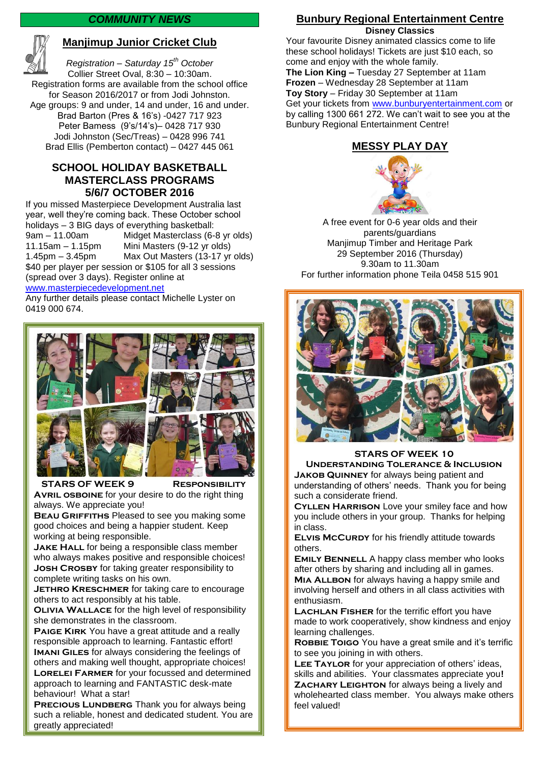## COMMUNITY NEWS

### Manjimup Junior Cricket Club

*Registration – Saturday 15th October*
Collier Street Oval, 8:30 – 10:30am.
Registration forms are available from the school office for Season 2016/2017 or from Jodi Johnston.
Age groups: 9 and under, 14 and under, 16 and under.
Brad Barton (Pres & 16's) -0427 717 923
Peter Barness (9's/14's)– 0428 717 930
Jodi Johnston (Sec/Treas) – 0428 996 741
Brad Ellis (Pemberton contact) – 0427 445 061

### SCHOOL HOLIDAY BASKETBALL MASTERCLASS PROGRAMS 5/6/7 OCTOBER 2016

If you missed Masterpiece Development Australia last year, well they're coming back. These October school holidays – 3 BIG days of everything basketball:

9am – 11.00am Midget Masterclass (6-8 yr olds)
11.15am – 1.15pm Mini Masters (9-12 yr olds)
1.45pm – 3.45pm Max Out Masters (13-17 yr olds)

$40 per player per session or $105 for all 3 sessions (spread over 3 days). Register online at www.masterpiecedevelopment.net

Any further details please contact Michelle Lyster on 0419 000 674.

**STARS OF WEEK 9 — RESPONSIBILITY**

**Avril Osboine** for your desire to do the right thing always. We appreciate you!
**Beau Griffiths** Pleased to see you making some good choices and being a happier student. Keep working at being responsible.
**Jake Hall** for being a responsible class member who always makes positive and responsible choices!
**Josh Crosby** for taking greater responsibility to complete writing tasks on his own.
**Jethro Kreschmer** for taking care to encourage others to act responsibly at his table.
**Olivia Wallace** for the high level of responsibility she demonstrates in the classroom.
**Paige Kirk** You have a great attitude and a really responsible approach to learning. Fantastic effort!
**Imani Giles** for always considering the feelings of others and making well thought, appropriate choices!
**Lorelei Farmer** for your focussed and determined approach to learning and FANTASTIC desk-mate behaviour! What a star!
**Precious Lundberg** Thank you for always being such a reliable, honest and dedicated student. You are greatly appreciated!

### Bunbury Regional Entertainment Centre

**Disney Classics**

Your favourite Disney animated classics come to life these school holidays! Tickets are just $10 each, so come and enjoy with the whole family.
**The Lion King –** Tuesday 27 September at 11am
**Frozen** – Wednesday 28 September at 11am
**Toy Story** – Friday 30 September at 11am
Get your tickets from www.bunburyentertainment.com or by calling 1300 661 272. We can't wait to see you at the Bunbury Regional Entertainment Centre!

### MESSY PLAY DAY

A free event for 0-6 year olds and their parents/guardians
Manjimup Timber and Heritage Park
29 September 2016 (Thursday)
9.30am to 11.30am
For further information phone Teila 0458 515 901

**STARS OF WEEK 10**
**Understanding Tolerance & Inclusion**

**Jakob Quinney** for always being patient and understanding of others' needs. Thank you for being such a considerate friend.
**Cyllen Harrison** Love your smiley face and how you include others in your group. Thanks for helping in class.
**Elvis McCurdy** for his friendly attitude towards others.
**Emily Bennell** A happy class member who looks after others by sharing and including all in games.
**Mia Allbon** for always having a happy smile and involving herself and others in all class activities with enthusiasm.
**Lachlan Fisher** for the terrific effort you have made to work cooperatively, show kindness and enjoy learning challenges.
**Robbie Toigo** You have a great smile and it's terrific to see you joining in with others.
**Lee Taylor** for your appreciation of others' ideas, skills and abilities. Your classmates appreciate you!
**Zachary Leighton** for always being a lively and wholehearted class member. You always make others feel valued!